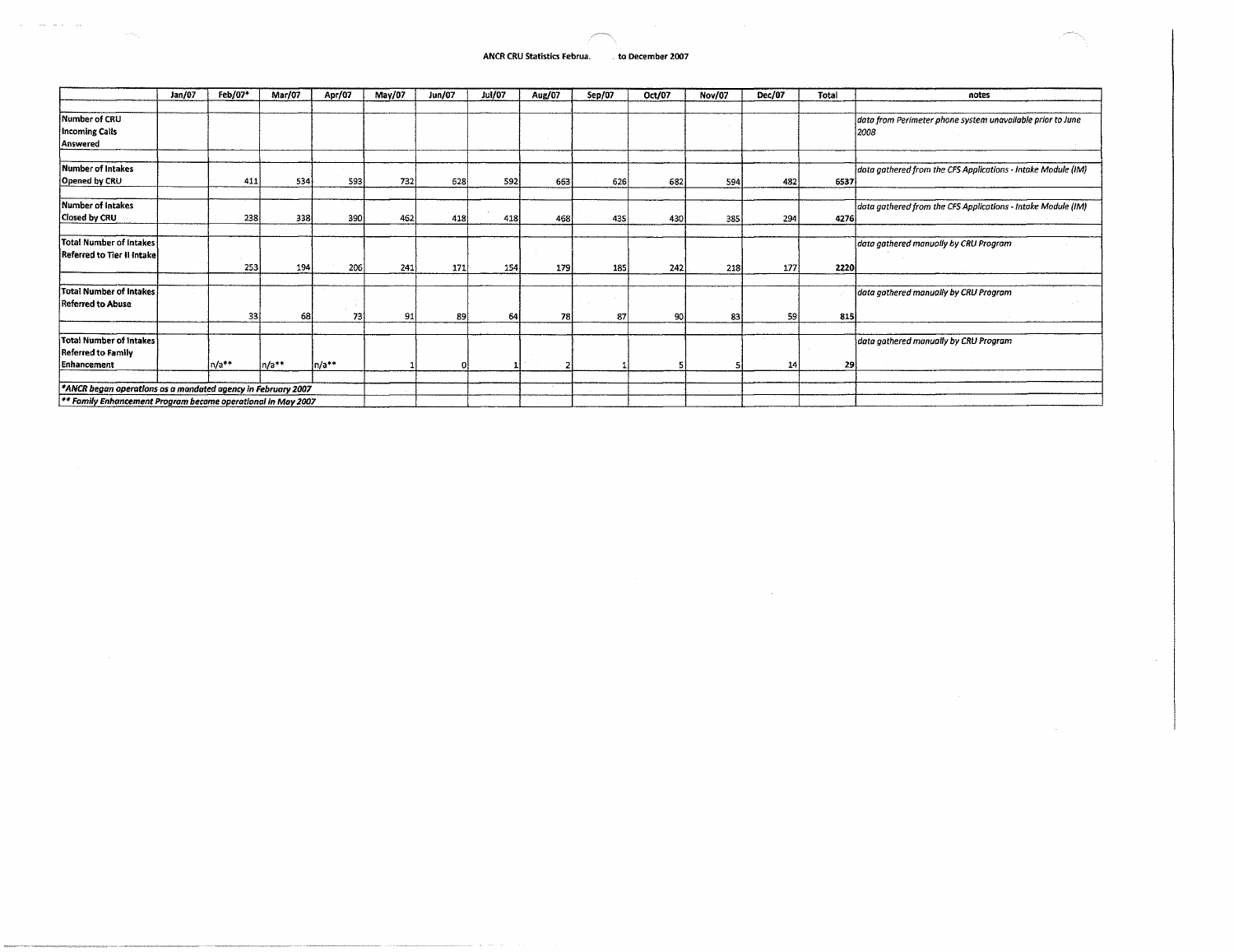ANCR CRU Statistics Februa. to December 2007

| | Jan/07 | Feb/07* | Mar/07 | Apr/07 | May/07 | Jun/07 | Jul/07 | Aug/07 | Sep/07 | Oct/07 | Nov/07 | Dec/07 | Total | notes |
|---|---|---|---|---|---|---|---|---|---|---|---|---|---|---|
| Number of CRU Incoming Calls Answered | | | | | | | | | | | | | | *data from Perimeter phone system unavailable prior to June 2008* |
| Number of Intakes Opened by CRU | | 411 | 534 | 593 | 732 | 628 | 592 | 663 | 626 | 682 | 594 | 482 | 6537 | *data gathered from the CFS Applications - Intake Module (IM)* |
| Number of Intakes Closed by CRU | | 238 | 338 | 390 | 462 | 418 | 418 | 468 | 435 | 430 | 385 | 294 | 4276 | *data gathered from the CFS Applications - Intake Module (IM)* |
| Total Number of Intakes Referred to Tier II Intake | | 253 | 194 | 206 | 241 | 171 | 154 | 179 | 185 | 242 | 218 | 177 | 2220 | *data gathered manually by CRU Program* |
| Total Number of Intakes Referred to Abuse | | 33 | 68 | 73 | 91 | 89 | 64 | 78 | 87 | 90 | 83 | 59 | 815 | *data gathered manually by CRU Program* |
| Total Number of Intakes Referred to Family Enhancement | | n/a** | n/a** | n/a** | 1 | 0 | 1 | 2 | 1 | 5 | 5 | 14 | 29 | *data gathered manually by CRU Program* |

*\*ANCR began operations as a mandated agency in February 2007*

*\*\* Family Enhancement Program became operational in May 2007*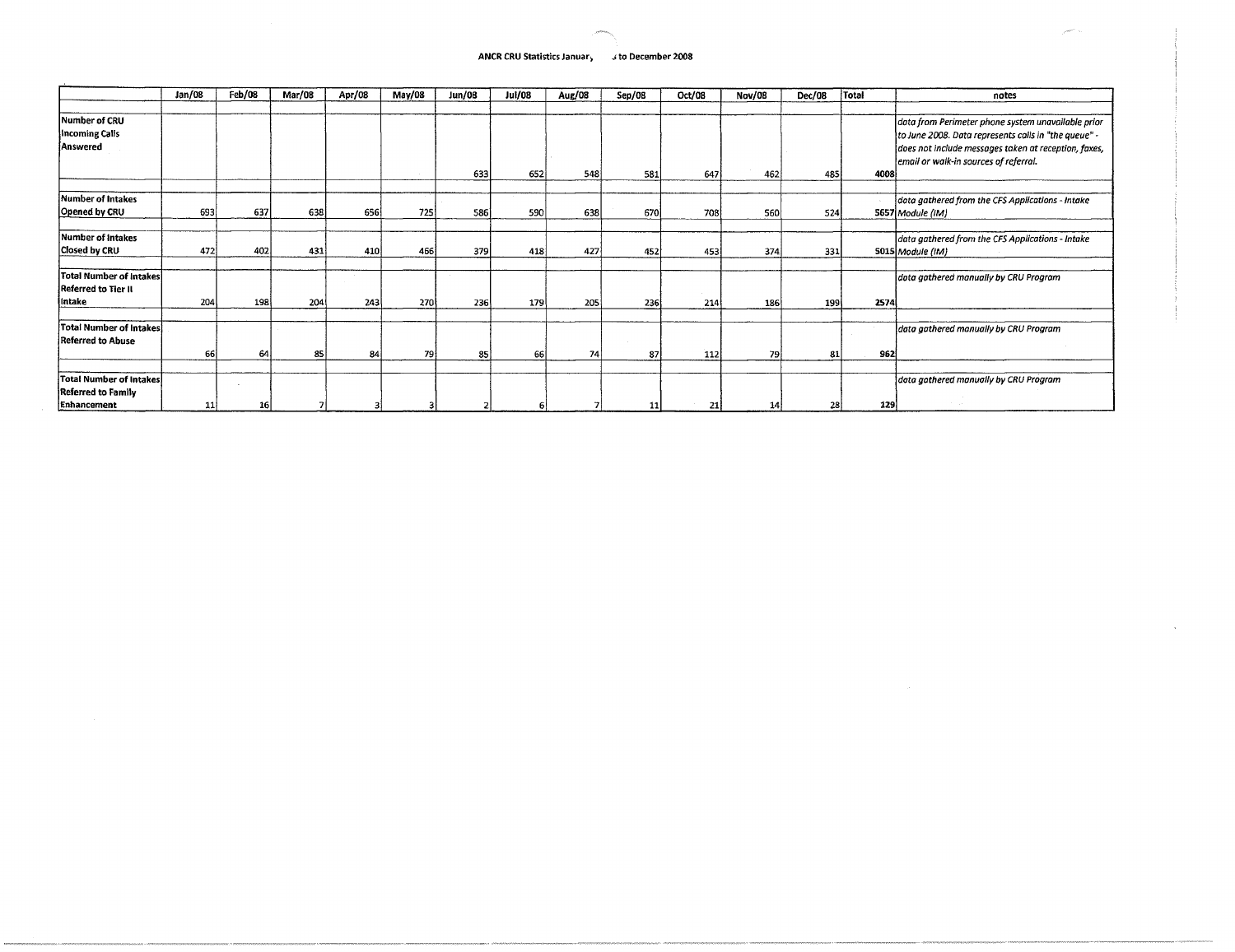**ANCR CRU Statistics January to December 2008**

| | Jan/08 | Feb/08 | Mar/08 | Apr/08 | May/08 | Jun/08 | Jul/08 | Aug/08 | Sep/08 | Oct/08 | Nov/08 | Dec/08 | Total | notes |
|---|---|---|---|---|---|---|---|---|---|---|---|---|---|---|
| Number of CRU Incoming Calls Answered | | | | | | 633 | 652 | 548 | 581 | 647 | 462 | 485 | 4008 | *data from Perimeter phone system unavailable prior to June 2008. Data represents calls in "the queue" - does not include messages taken at reception, faxes, email or walk-in sources of referral.* |
| Number of Intakes Opened by CRU | 693 | 637 | 638 | 656 | 725 | 586 | 590 | 638 | 670 | 708 | 560 | 524 | 5657 | *data gathered from the CFS Applications - Intake Module (IM)* |
| Number of Intakes Closed by CRU | 472 | 402 | 431 | 410 | 466 | 379 | 418 | 427 | 452 | 453 | 374 | 331 | 5015 | *data gathered from the CFS Applications - Intake Module (IM)* |
| Total Number of Intakes Referred to Tier II Intake | 204 | 198 | 204 | 243 | 270 | 236 | 179 | 205 | 236 | 214 | 186 | 199 | 2574 | *data gathered manually by CRU Program* |
| Total Number of Intakes Referred to Abuse | 66 | 64 | 85 | 84 | 79 | 85 | 66 | 74 | 87 | 112 | 79 | 81 | 962 | *data gathered manually by CRU Program* |
| Total Number of Intakes Referred to Family Enhancement | 11 | 16 | 7 | 3 | 3 | 2 | 6 | 7 | 11 | 21 | 14 | 28 | 129 | *data gathered manually by CRU Program* |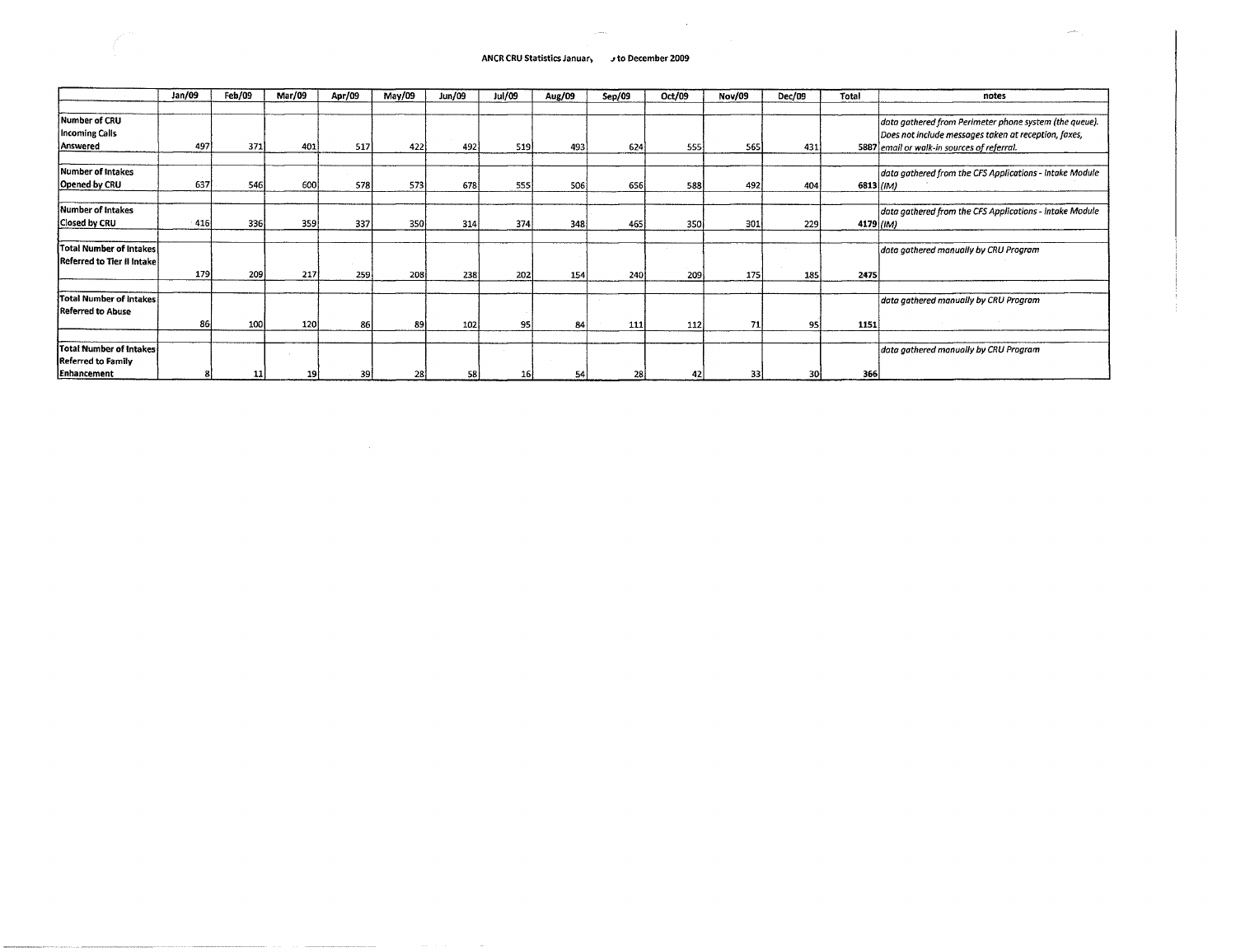# ANCR CRU Statistics January to December 2009

| | Jan/09 | Feb/09 | Mar/09 | Apr/09 | May/09 | Jun/09 | Jul/09 | Aug/09 | Sep/09 | Oct/09 | Nov/09 | Dec/09 | Total | notes |
|---|---|---|---|---|---|---|---|---|---|---|---|---|---|---|
| Number of CRU Incoming Calls Answered | 497 | 371 | 401 | 517 | 422 | 492 | 519 | 493 | 624 | 555 | 565 | 431 | 5887 | *data gathered from Perimeter phone system (the queue). Does not include messages taken at reception, faxes, email or walk-in sources of referral.* |
| Number of Intakes Opened by CRU | 637 | 546 | 600 | 578 | 573 | 678 | 555 | 506 | 656 | 588 | 492 | 404 | 6813 | *data gathered from the CFS Applications - Intake Module (IM)* |
| Number of Intakes Closed by CRU | 416 | 336 | 359 | 337 | 350 | 314 | 374 | 348 | 465 | 350 | 301 | 229 | 4179 | *data gathered from the CFS Applications - Intake Module (IM)* |
| **Total Number of Intakes Referred to Tier II Intake** | 179 | 209 | 217 | 259 | 208 | 238 | 202 | 154 | 240 | 209 | 175 | 185 | **2475** | *data gathered manually by CRU Program* |
| **Total Number of Intakes Referred to Abuse** | 86 | 100 | 120 | 86 | 89 | 102 | 95 | 84 | 111 | 112 | 71 | 95 | **1151** | *data gathered manually by CRU Program* |
| **Total Number of Intakes Referred to Family Enhancement** | 8 | 11 | 19 | 39 | 28 | 58 | 16 | 54 | 28 | 42 | 33 | 30 | **366** | *data gathered manually by CRU Program* |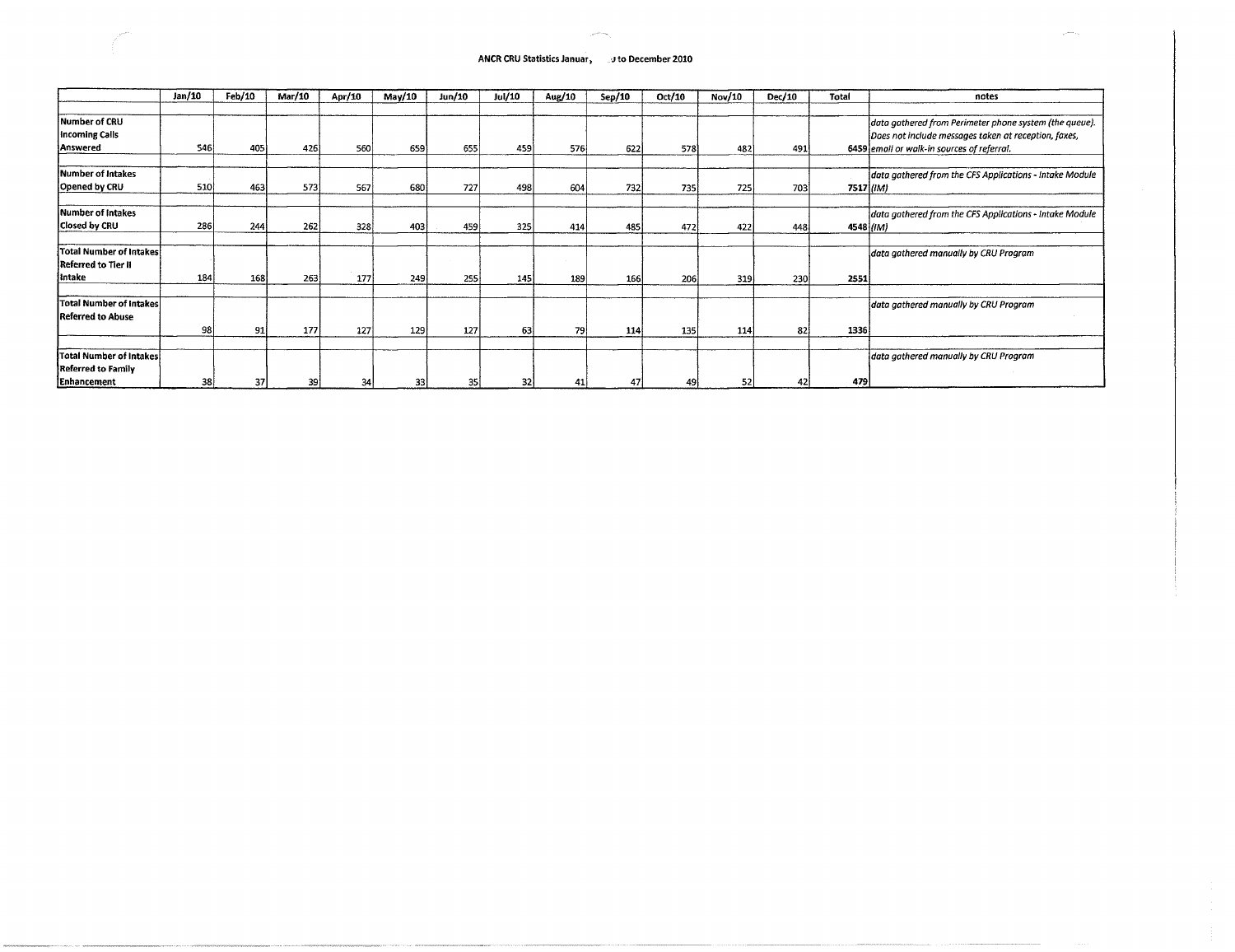**ANCR CRU Statistics Januar, ...J to December 2010**

| | Jan/10 | Feb/10 | Mar/10 | Apr/10 | May/10 | Jun/10 | Jul/10 | Aug/10 | Sep/10 | Oct/10 | Nov/10 | Dec/10 | Total | notes |
|---|---|---|---|---|---|---|---|---|---|---|---|---|---|---|
| Number of CRU Incoming Calls Answered | 546 | 405 | 426 | 560 | 659 | 655 | 459 | 576 | 622 | 578 | 482 | 491 | 6459 | *data gathered from Perimeter phone system (the queue). Does not include messages taken at reception, faxes, email or walk-in sources of referral.* |
| Number of Intakes Opened by CRU | 510 | 463 | 573 | 567 | 680 | 727 | 498 | 604 | 732 | 735 | 725 | 703 | 7517 | *data gathered from the CFS Applications - Intake Module (IM)* |
| Number of Intakes Closed by CRU | 286 | 244 | 262 | 328 | 403 | 459 | 325 | 414 | 485 | 472 | 422 | 448 | 4548 | *data gathered from the CFS Applications - Intake Module (IM)* |
| Total Number of Intakes Referred to Tier II Intake | 184 | 168 | 263 | 177 | 249 | 255 | 145 | 189 | 166 | 206 | 319 | 230 | **2551** | *data gathered manually by CRU Program* |
| Total Number of Intakes Referred to Abuse | 98 | 91 | 177 | 127 | 129 | 127 | 63 | 79 | 114 | 135 | 114 | 82 | **1336** | *data gathered manually by CRU Program* |
| Total Number of Intakes Referred to Family Enhancement | 38 | 37 | 39 | 34 | 33 | 35 | 32 | 41 | 47 | 49 | 52 | 42 | **479** | *data gathered manually by CRU Program* |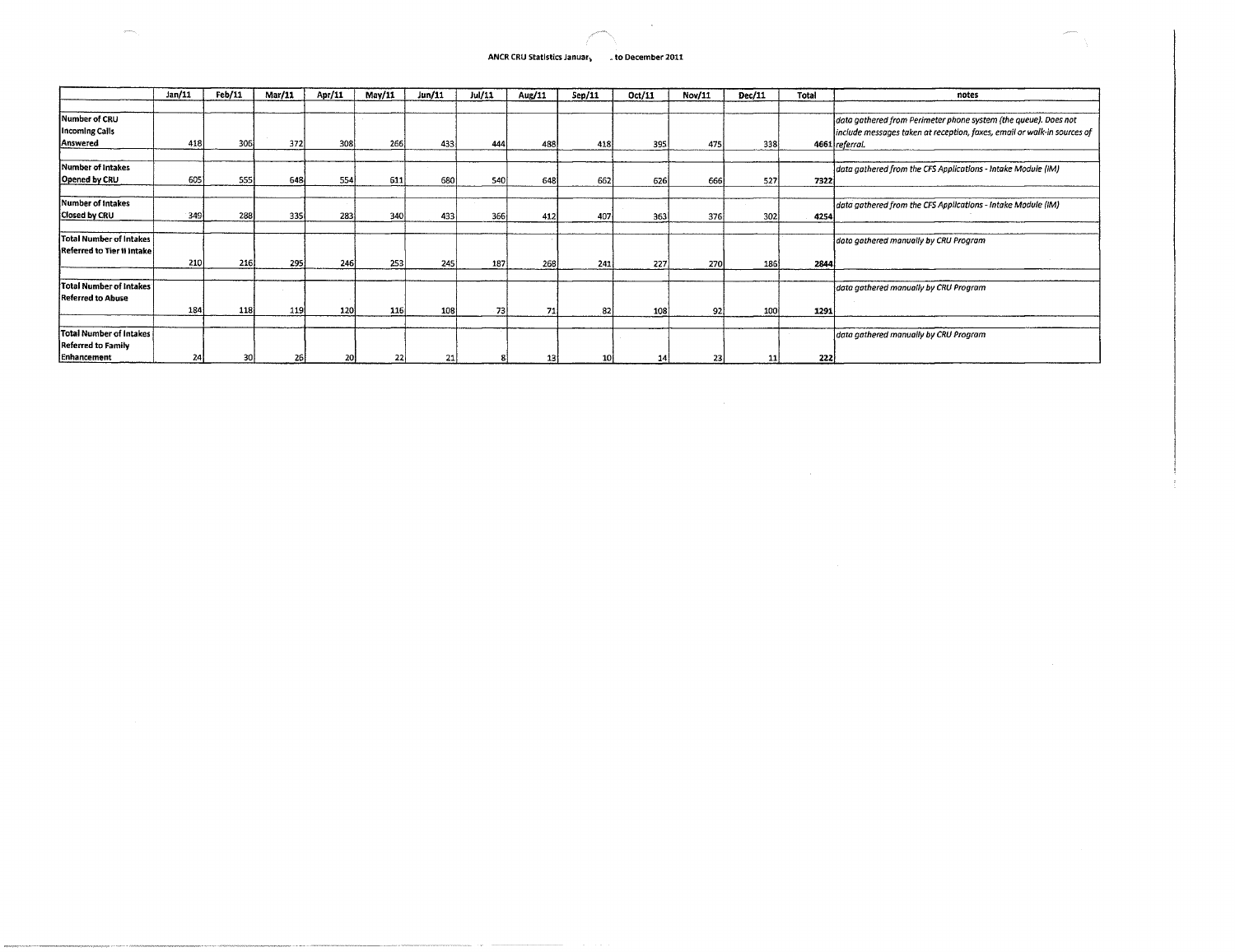ANCR CRU Statistics Januar, . to December 2011

| | Jan/11 | Feb/11 | Mar/11 | Apr/11 | May/11 | Jun/11 | Jul/11 | Aug/11 | Sep/11 | Oct/11 | Nov/11 | Dec/11 | Total | notes |
|---|---|---|---|---|---|---|---|---|---|---|---|---|---|---|
| **Number of CRU Incoming Calls Answered** | 418 | 306 | 372 | 308 | 266 | 433 | 444 | 488 | 418 | 395 | 475 | 338 | 4661 | *data gathered from Perimeter phone system (the queue). Does not include messages taken at reception, faxes, email or walk-in sources of referral.* |
| **Number of Intakes Opened by CRU** | 605 | 555 | 648 | 554 | 611 | 680 | 540 | 648 | 662 | 626 | 666 | 527 | 7322 | *data gathered from the CFS Applications - Intake Module (IM)* |
| **Number of Intakes Closed by CRU** | 349 | 288 | 335 | 283 | 340 | 433 | 366 | 412 | 407 | 363 | 376 | 302 | 4254 | *data gathered from the CFS Applications - Intake Module (IM)* |
| **Total Number of Intakes Referred to Tier II Intake** | 210 | 216 | 295 | 246 | 253 | 245 | 187 | 268 | 241 | 227 | 270 | 186 | 2844 | *data gathered manually by CRU Program* |
| **Total Number of Intakes Referred to Abuse** | 184 | 118 | 119 | 120 | 116 | 108 | 73 | 71 | 82 | 108 | 92 | 100 | 1291 | *data gathered manually by CRU Program* |
| **Total Number of Intakes Referred to Family Enhancement** | 24 | 30 | 26 | 20 | 22 | 21 | 8 | 13 | 10 | 14 | 23 | 11 | 222 | *data gathered manually by CRU Program* |